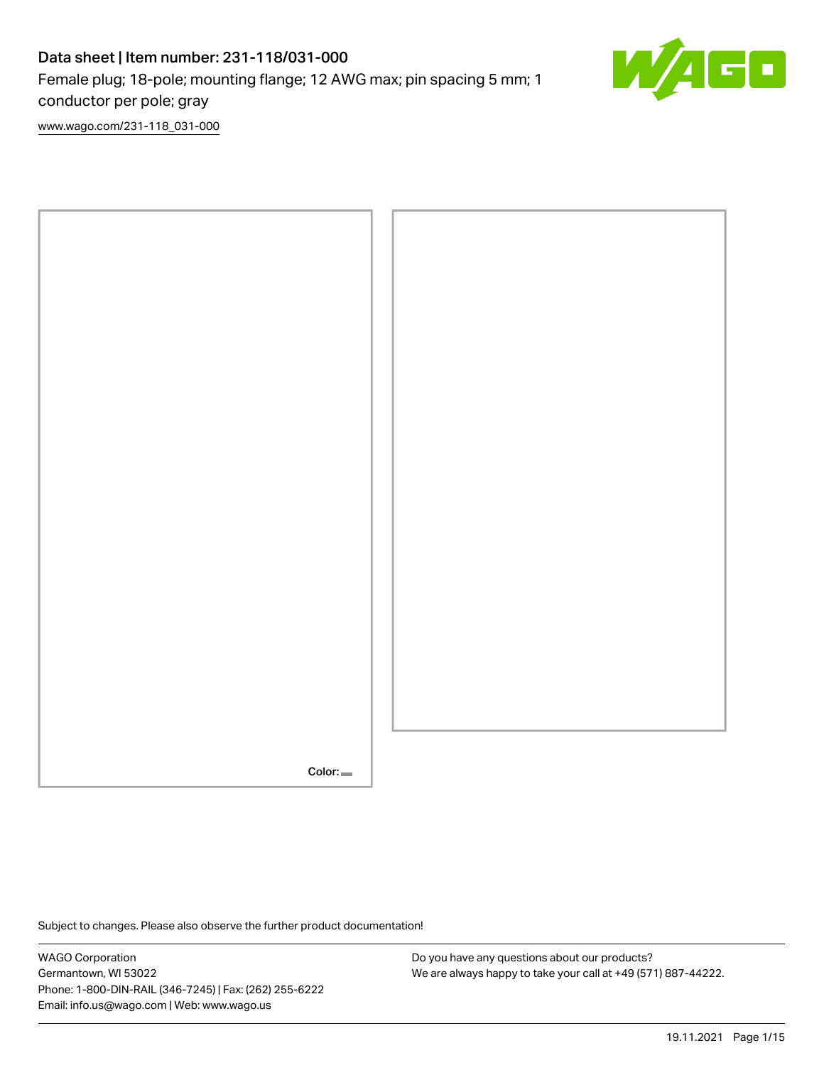# Data sheet | Item number: 231-118/031-000

Female plug; 18-pole; mounting flange; 12 AWG max; pin spacing 5 mm; 1 conductor per pole; gray

www.wago.com/231-118_031-000

Color:

Subject to changes. Please also observe the further product documentation!

WAGO Corporation
Germantown, WI 53022
Phone: 1-800-DIN-RAIL (346-7245) | Fax: (262) 255-6222
Email: info.us@wago.com | Web: www.wago.us

Do you have any questions about our products?
We are always happy to take your call at +49 (571) 887-44222.

19.11.2021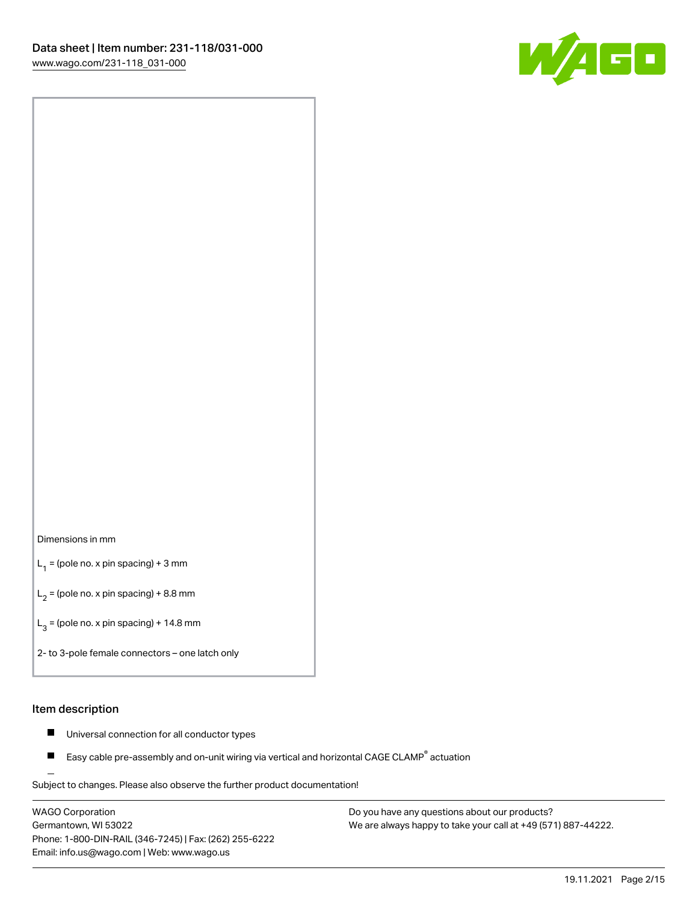Dimensions in mm

$L_1$ = (pole no. x pin spacing) + 3 mm

$L_2$ = (pole no. x pin spacing) + 8.8 mm

$L_3$ = (pole no. x pin spacing) + 14.8 mm

2- to 3-pole female connectors – one latch only

## Item description

- Universal connection for all conductor types
- Easy cable pre-assembly and on-unit wiring via vertical and horizontal CAGE CLAMP® actuation

Subject to changes. Please also observe the further product documentation!

WAGO Corporation
Germantown, WI 53022
Phone: 1-800-DIN-RAIL (346-7245) | Fax: (262) 255-6222
Email: info.us@wago.com | Web: www.wago.us

Do you have any questions about our products?
We are always happy to take your call at +49 (571) 887-44222.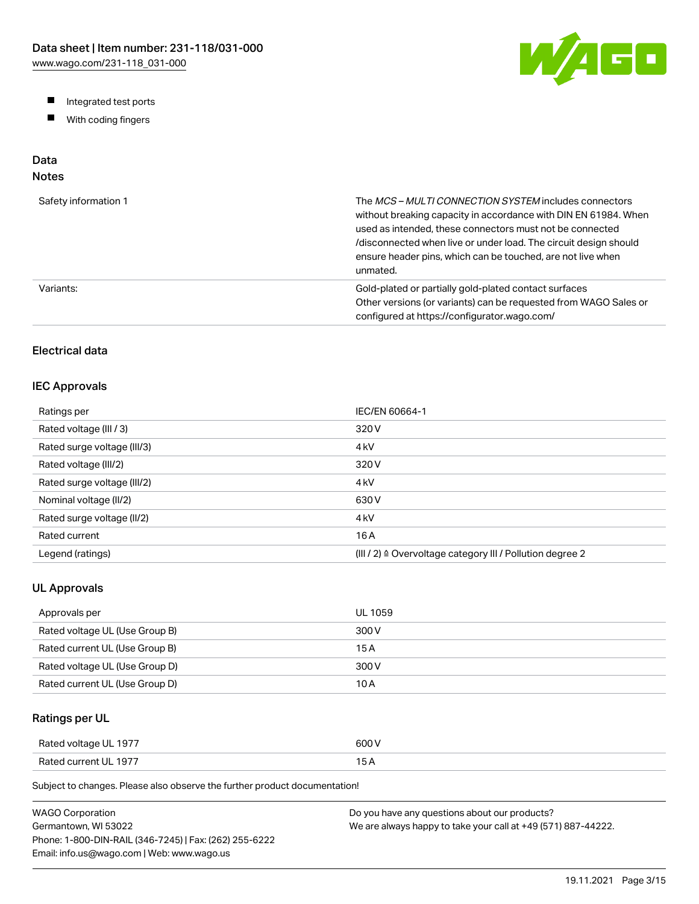- Integrated test ports
- With coding fingers

## Data

### Notes

| | |
|---|---|
| Safety information 1 | The *MCS – MULTI CONNECTION SYSTEM* includes connectors without breaking capacity in accordance with DIN EN 61984. When used as intended, these connectors must not be connected /disconnected when live or under load. The circuit design should ensure header pins, which can be touched, are not live when unmated. |
| Variants: | Gold-plated or partially gold-plated contact surfaces<br>Other versions (or variants) can be requested from WAGO Sales or configured at https://configurator.wago.com/ |

### Electrical data

### IEC Approvals

| | |
|---|---|
| Ratings per | IEC/EN 60664-1 |
| Rated voltage (III / 3) | 320 V |
| Rated surge voltage (III/3) | 4 kV |
| Rated voltage (III/2) | 320 V |
| Rated surge voltage (III/2) | 4 kV |
| Nominal voltage (II/2) | 630 V |
| Rated surge voltage (II/2) | 4 kV |
| Rated current | 16 A |
| Legend (ratings) | (III / 2) ≙ Overvoltage category III / Pollution degree 2 |

### UL Approvals

| | |
|---|---|
| Approvals per | UL 1059 |
| Rated voltage UL (Use Group B) | 300 V |
| Rated current UL (Use Group B) | 15 A |
| Rated voltage UL (Use Group D) | 300 V |
| Rated current UL (Use Group D) | 10 A |

### Ratings per UL

| | |
|---|---|
| Rated voltage UL 1977 | 600 V |
| Rated current UL 1977 | 15 A |

Subject to changes. Please also observe the further product documentation!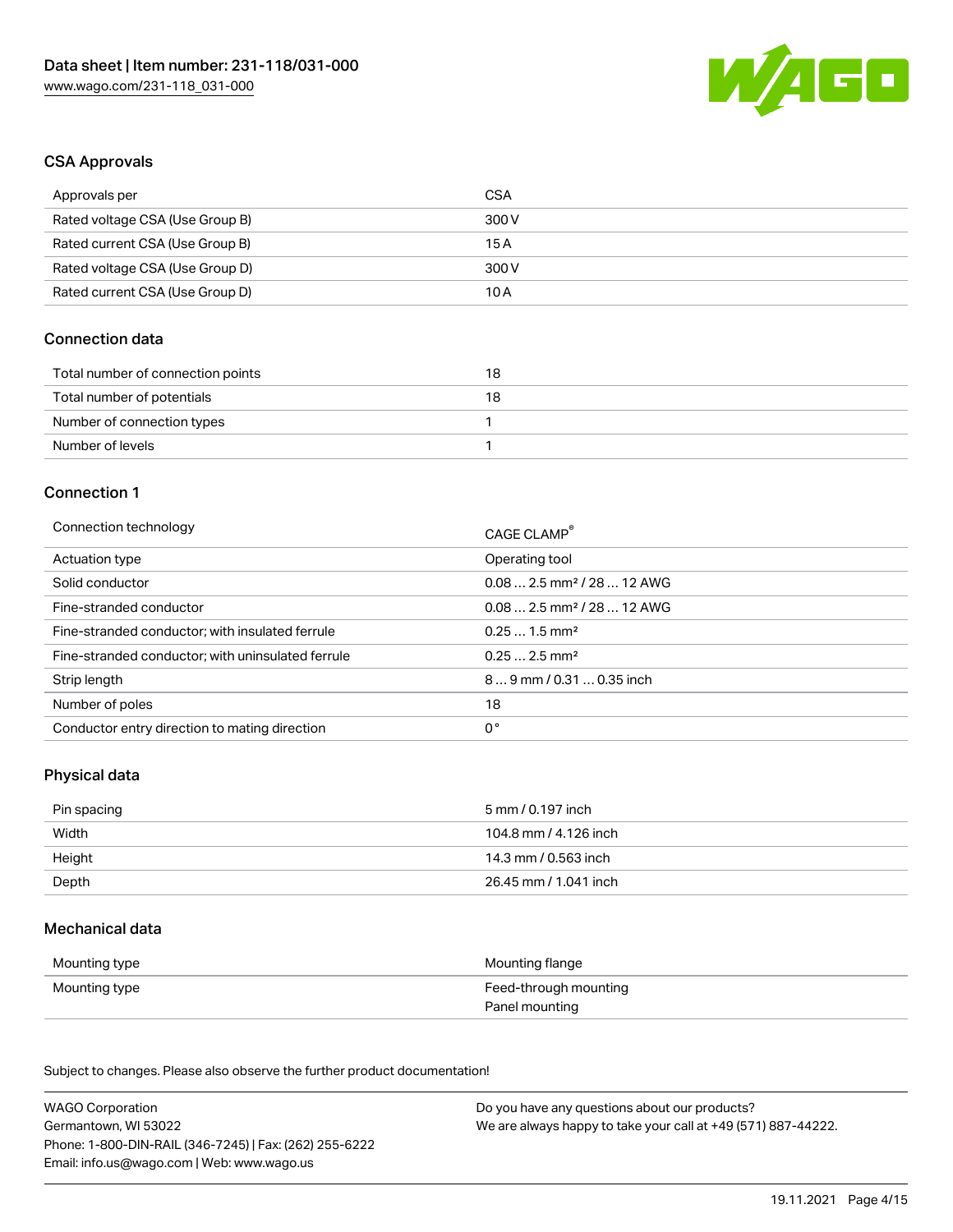## CSA Approvals

| Approvals per | CSA |
|---|---|
| Rated voltage CSA (Use Group B) | 300 V |
| Rated current CSA (Use Group B) | 15 A |
| Rated voltage CSA (Use Group D) | 300 V |
| Rated current CSA (Use Group D) | 10 A |

## Connection data

| Total number of connection points | 18 |
|---|---|
| Total number of potentials | 18 |
| Number of connection types | 1 |
| Number of levels | 1 |

## Connection 1

| Connection technology | CAGE CLAMP® |
|---|---|
| Actuation type | Operating tool |
| Solid conductor | 0.08 … 2.5 mm² / 28 … 12 AWG |
| Fine-stranded conductor | 0.08 … 2.5 mm² / 28 … 12 AWG |
| Fine-stranded conductor; with insulated ferrule | 0.25 … 1.5 mm² |
| Fine-stranded conductor; with uninsulated ferrule | 0.25 … 2.5 mm² |
| Strip length | 8 … 9 mm / 0.31 … 0.35 inch |
| Number of poles | 18 |
| Conductor entry direction to mating direction | 0 ° |

## Physical data

| Pin spacing | 5 mm / 0.197 inch |
|---|---|
| Width | 104.8 mm / 4.126 inch |
| Height | 14.3 mm / 0.563 inch |
| Depth | 26.45 mm / 1.041 inch |

## Mechanical data

| Mounting type | Mounting flange |
|---|---|
| Mounting type | Feed-through mounting<br>Panel mounting |

Subject to changes. Please also observe the further product documentation!

WAGO Corporation
Germantown, WI 53022
Phone: 1-800-DIN-RAIL (346-7245) | Fax: (262) 255-6222
Email: info.us@wago.com | Web: www.wago.us

Do you have any questions about our products?
We are always happy to take your call at +49 (571) 887-44222.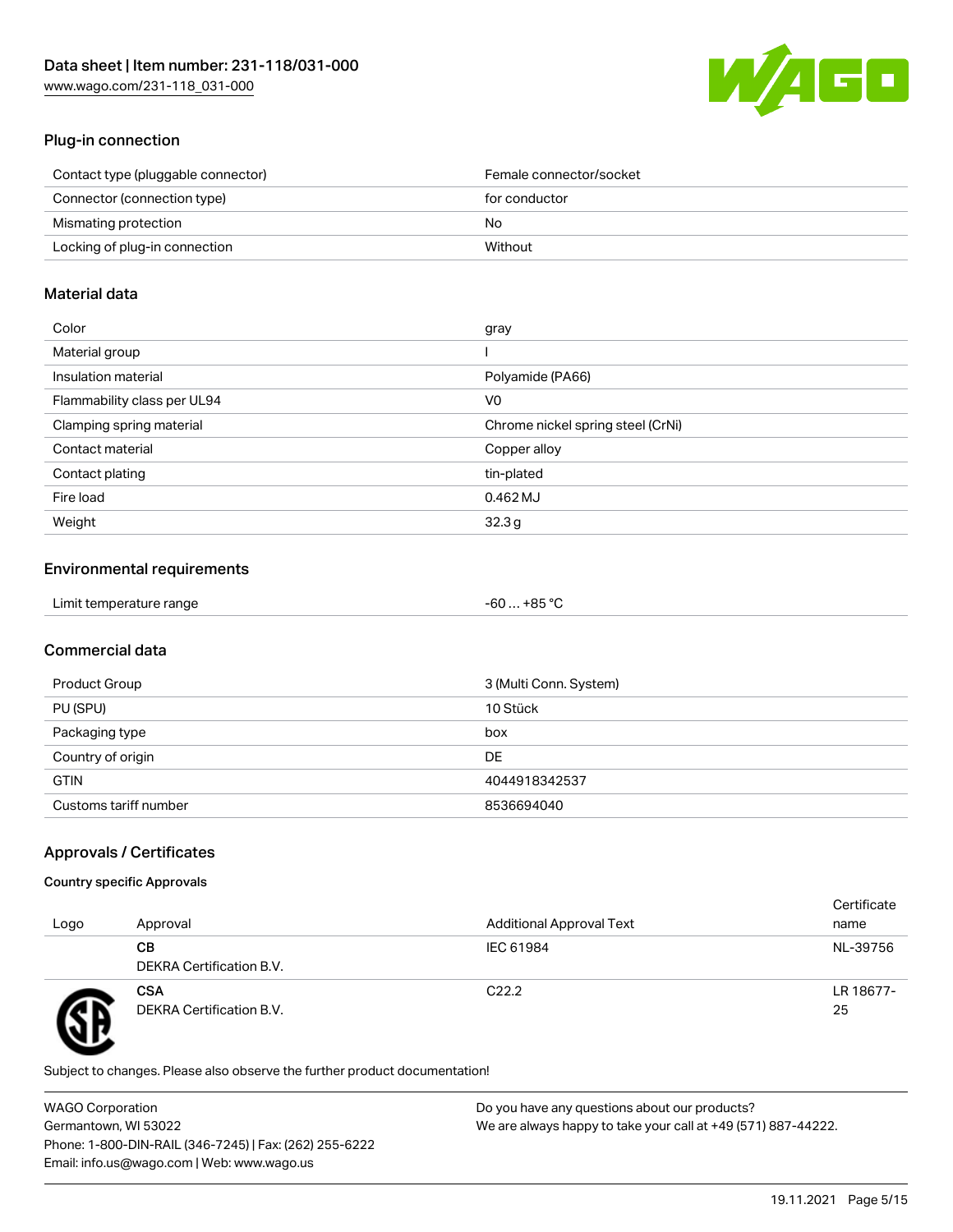## Plug-in connection

| | |
|---|---|
| Contact type (pluggable connector) | Female connector/socket |
| Connector (connection type) | for conductor |
| Mismating protection | No |
| Locking of plug-in connection | Without |

## Material data

| | |
|---|---|
| Color | gray |
| Material group | I |
| Insulation material | Polyamide (PA66) |
| Flammability class per UL94 | V0 |
| Clamping spring material | Chrome nickel spring steel (CrNi) |
| Contact material | Copper alloy |
| Contact plating | tin-plated |
| Fire load | 0.462 MJ |
| Weight | 32.3 g |

## Environmental requirements

| | |
|---|---|
| Limit temperature range | -60 … +85 °C |

## Commercial data

| | |
|---|---|
| Product Group | 3 (Multi Conn. System) |
| PU (SPU) | 10 Stück |
| Packaging type | box |
| Country of origin | DE |
| GTIN | 4044918342537 |
| Customs tariff number | 8536694040 |

## Approvals / Certificates

### Country specific Approvals

| Logo | Approval | Additional Approval Text | Certificate name |
|---|---|---|---|
| | **CB**<br>DEKRA Certification B.V. | IEC 61984 | NL-39756 |
| | **CSA**<br>DEKRA Certification B.V. | C22.2 | LR 18677-25 |

Subject to changes. Please also observe the further product documentation!

WAGO Corporation
Germantown, WI 53022
Phone: 1-800-DIN-RAIL (346-7245) | Fax: (262) 255-6222
Email: info.us@wago.com | Web: www.wago.us

Do you have any questions about our products?
We are always happy to take your call at +49 (571) 887-44222.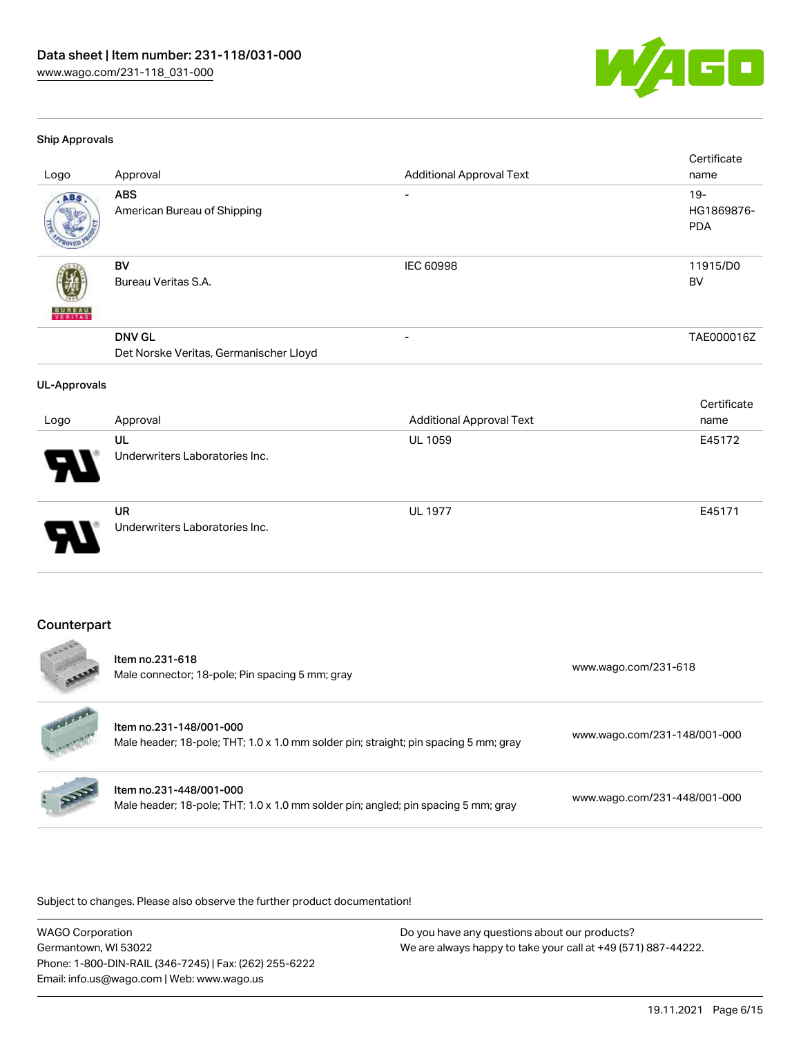### Ship Approvals

| Logo | Approval | Additional Approval Text | Certificate name |
|---|---|---|---|
| | **ABS**<br>American Bureau of Shipping | - | 19-HG1869876-PDA |
| | **BV**<br>Bureau Veritas S.A. | IEC 60998 | 11915/D0 BV |
| | **DNV GL**<br>Det Norske Veritas, Germanischer Lloyd | - | TAE000016Z |

### UL-Approvals

| Logo | Approval | Additional Approval Text | Certificate name |
|---|---|---|---|
| | **UL**<br>Underwriters Laboratories Inc. | UL 1059 | E45172 |
| | **UR**<br>Underwriters Laboratories Inc. | UL 1977 | E45171 |

## Counterpart

| | | |
|---|---|---|
| | Item no.231-618<br>Male connector; 18-pole; Pin spacing 5 mm; gray | www.wago.com/231-618 |
| | Item no.231-148/001-000<br>Male header; 18-pole; THT; 1.0 x 1.0 mm solder pin; straight; pin spacing 5 mm; gray | www.wago.com/231-148/001-000 |
| | Item no.231-448/001-000<br>Male header; 18-pole; THT; 1.0 x 1.0 mm solder pin; angled; pin spacing 5 mm; gray | www.wago.com/231-448/001-000 |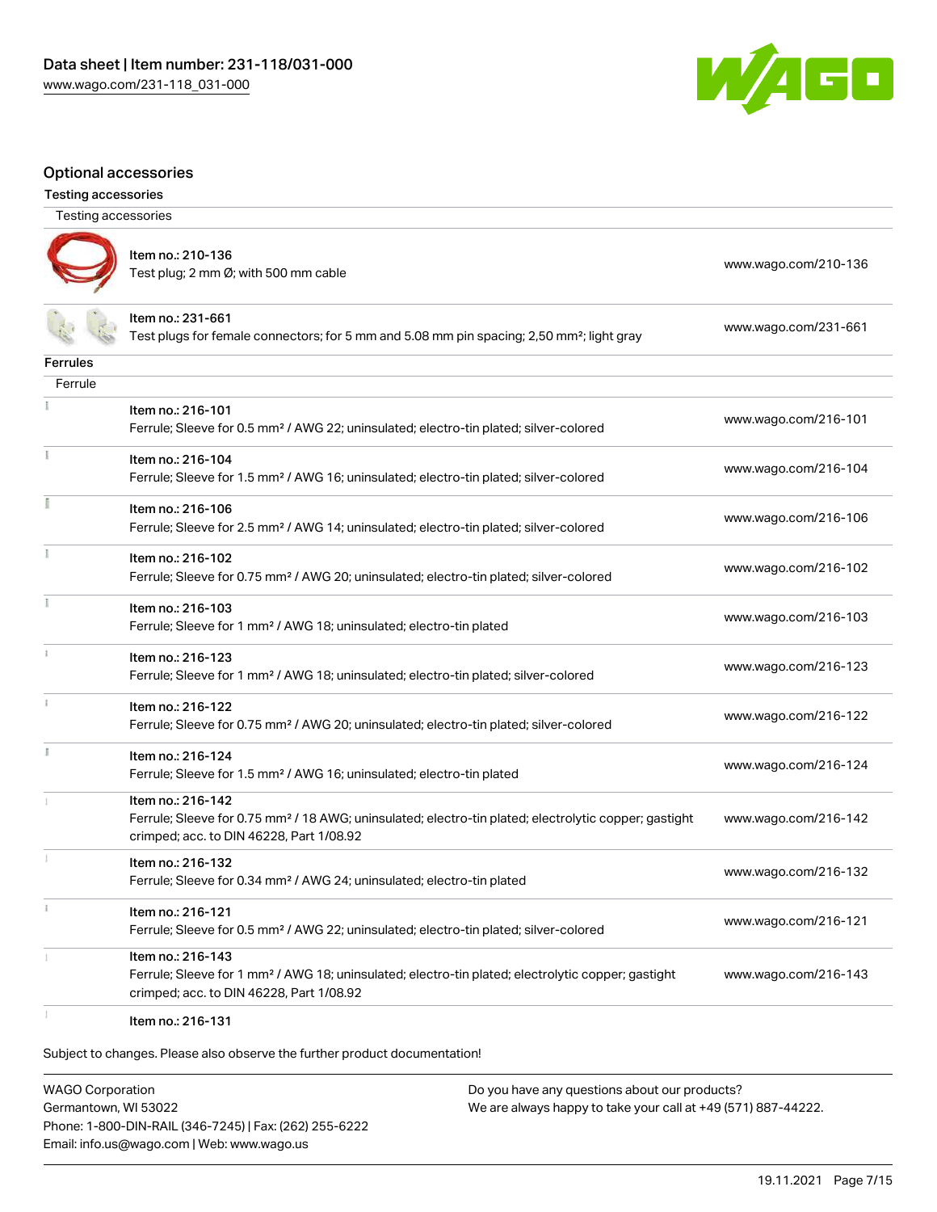Data sheet | Item number: 231-118/031-000
www.wago.com/231-118_031-000

## Optional accessories

### Testing accessories

| Testing accessories | |
|---|---|
| Item no.: 210-136<br>Test plug; 2 mm Ø; with 500 mm cable | www.wago.com/210-136 |
| Item no.: 231-661<br>Test plugs for female connectors; for 5 mm and 5.08 mm pin spacing; 2,50 mm²; light gray | www.wago.com/231-661 |

### Ferrules

| Ferrule | |
|---|---|
| Item no.: 216-101<br>Ferrule; Sleeve for 0.5 mm² / AWG 22; uninsulated; electro-tin plated; silver-colored | www.wago.com/216-101 |
| Item no.: 216-104<br>Ferrule; Sleeve for 1.5 mm² / AWG 16; uninsulated; electro-tin plated; silver-colored | www.wago.com/216-104 |
| Item no.: 216-106<br>Ferrule; Sleeve for 2.5 mm² / AWG 14; uninsulated; electro-tin plated; silver-colored | www.wago.com/216-106 |
| Item no.: 216-102<br>Ferrule; Sleeve for 0.75 mm² / AWG 20; uninsulated; electro-tin plated; silver-colored | www.wago.com/216-102 |
| Item no.: 216-103<br>Ferrule; Sleeve for 1 mm² / AWG 18; uninsulated; electro-tin plated | www.wago.com/216-103 |
| Item no.: 216-123<br>Ferrule; Sleeve for 1 mm² / AWG 18; uninsulated; electro-tin plated; silver-colored | www.wago.com/216-123 |
| Item no.: 216-122<br>Ferrule; Sleeve for 0.75 mm² / AWG 20; uninsulated; electro-tin plated; silver-colored | www.wago.com/216-122 |
| Item no.: 216-124<br>Ferrule; Sleeve for 1.5 mm² / AWG 16; uninsulated; electro-tin plated | www.wago.com/216-124 |
| Item no.: 216-142<br>Ferrule; Sleeve for 0.75 mm² / 18 AWG; uninsulated; electro-tin plated; electrolytic copper; gastight crimped; acc. to DIN 46228, Part 1/08.92 | www.wago.com/216-142 |
| Item no.: 216-132<br>Ferrule; Sleeve for 0.34 mm² / AWG 24; uninsulated; electro-tin plated | www.wago.com/216-132 |
| Item no.: 216-121<br>Ferrule; Sleeve for 0.5 mm² / AWG 22; uninsulated; electro-tin plated; silver-colored | www.wago.com/216-121 |
| Item no.: 216-143<br>Ferrule; Sleeve for 1 mm² / AWG 18; uninsulated; electro-tin plated; electrolytic copper; gastight crimped; acc. to DIN 46228, Part 1/08.92 | www.wago.com/216-143 |
| Item no.: 216-131 | |

Subject to changes. Please also observe the further product documentation!

WAGO Corporation
Germantown, WI 53022
Phone: 1-800-DIN-RAIL (346-7245) | Fax: (262) 255-6222
Email: info.us@wago.com | Web: www.wago.us

Do you have any questions about our products?
We are always happy to take your call at +49 (571) 887-44222.

19.11.2021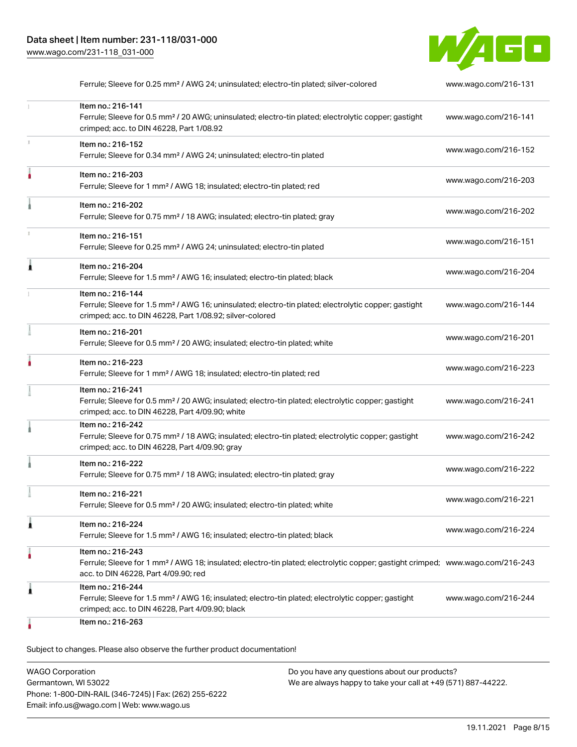| | | |
|---|---|---|
| | Ferrule; Sleeve for 0.25 mm² / AWG 24; uninsulated; electro-tin plated; silver-colored | www.wago.com/216-131 |
| | Item no.: 216-141<br>Ferrule; Sleeve for 0.5 mm² / 20 AWG; uninsulated; electro-tin plated; electrolytic copper; gastight crimped; acc. to DIN 46228, Part 1/08.92 | www.wago.com/216-141 |
| | Item no.: 216-152<br>Ferrule; Sleeve for 0.34 mm² / AWG 24; uninsulated; electro-tin plated | www.wago.com/216-152 |
| | Item no.: 216-203<br>Ferrule; Sleeve for 1 mm² / AWG 18; insulated; electro-tin plated; red | www.wago.com/216-203 |
| | Item no.: 216-202<br>Ferrule; Sleeve for 0.75 mm² / 18 AWG; insulated; electro-tin plated; gray | www.wago.com/216-202 |
| | Item no.: 216-151<br>Ferrule; Sleeve for 0.25 mm² / AWG 24; uninsulated; electro-tin plated | www.wago.com/216-151 |
| | Item no.: 216-204<br>Ferrule; Sleeve for 1.5 mm² / AWG 16; insulated; electro-tin plated; black | www.wago.com/216-204 |
| | Item no.: 216-144<br>Ferrule; Sleeve for 1.5 mm² / AWG 16; uninsulated; electro-tin plated; electrolytic copper; gastight crimped; acc. to DIN 46228, Part 1/08.92; silver-colored | www.wago.com/216-144 |
| | Item no.: 216-201<br>Ferrule; Sleeve for 0.5 mm² / 20 AWG; insulated; electro-tin plated; white | www.wago.com/216-201 |
| | Item no.: 216-223<br>Ferrule; Sleeve for 1 mm² / AWG 18; insulated; electro-tin plated; red | www.wago.com/216-223 |
| | Item no.: 216-241<br>Ferrule; Sleeve for 0.5 mm² / 20 AWG; insulated; electro-tin plated; electrolytic copper; gastight crimped; acc. to DIN 46228, Part 4/09.90; white | www.wago.com/216-241 |
| | Item no.: 216-242<br>Ferrule; Sleeve for 0.75 mm² / 18 AWG; insulated; electro-tin plated; electrolytic copper; gastight crimped; acc. to DIN 46228, Part 4/09.90; gray | www.wago.com/216-242 |
| | Item no.: 216-222<br>Ferrule; Sleeve for 0.75 mm² / 18 AWG; insulated; electro-tin plated; gray | www.wago.com/216-222 |
| | Item no.: 216-221<br>Ferrule; Sleeve for 0.5 mm² / 20 AWG; insulated; electro-tin plated; white | www.wago.com/216-221 |
| | Item no.: 216-224<br>Ferrule; Sleeve for 1.5 mm² / AWG 16; insulated; electro-tin plated; black | www.wago.com/216-224 |
| | Item no.: 216-243<br>Ferrule; Sleeve for 1 mm² / AWG 18; insulated; electro-tin plated; electrolytic copper; gastight crimped; acc. to DIN 46228, Part 4/09.90; red | www.wago.com/216-243 |
| | Item no.: 216-244<br>Ferrule; Sleeve for 1.5 mm² / AWG 16; insulated; electro-tin plated; electrolytic copper; gastight crimped; acc. to DIN 46228, Part 4/09.90; black | www.wago.com/216-244 |
| | Item no.: 216-263 | |

Subject to changes. Please also observe the further product documentation!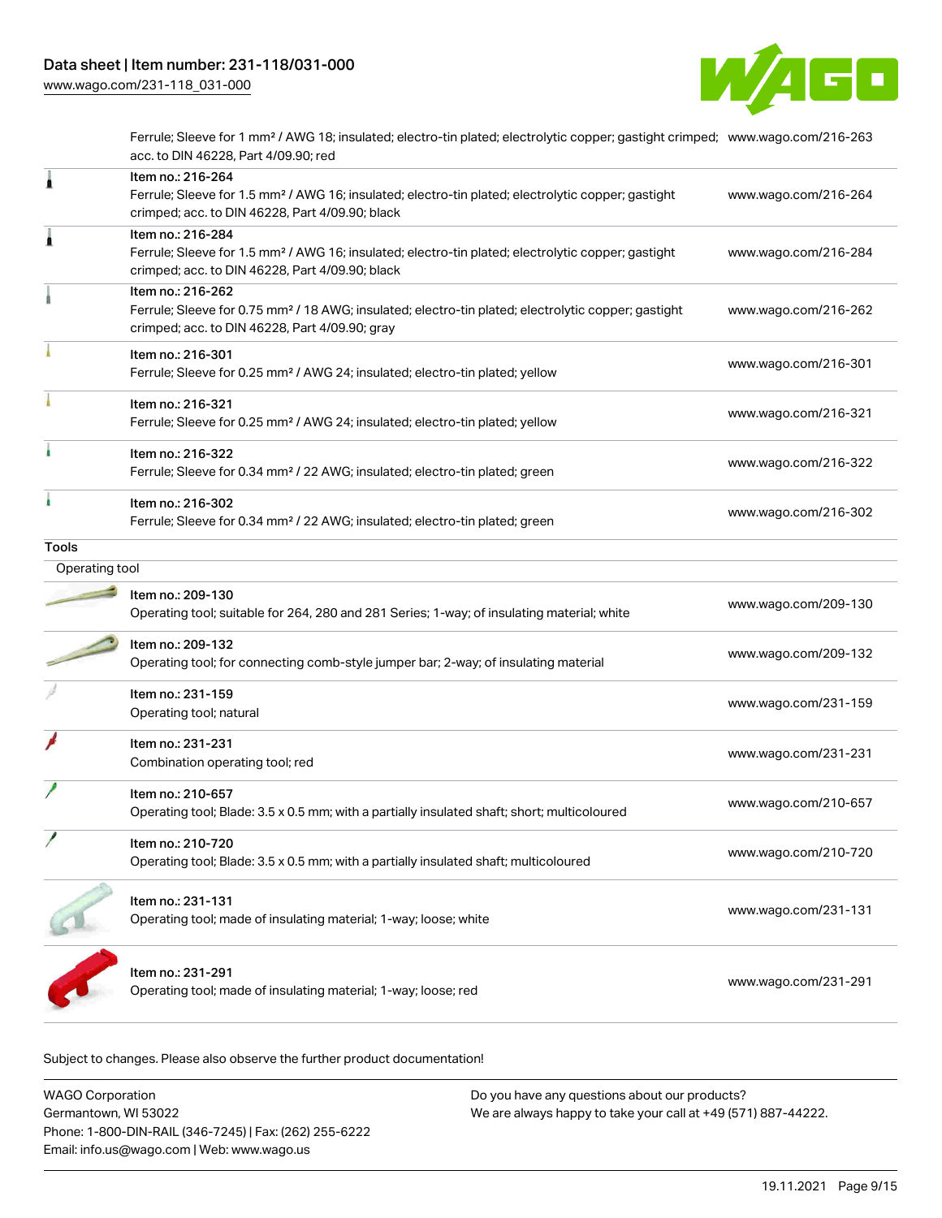| | | |
|---|---|---|
| | Ferrule; Sleeve for 1 mm² / AWG 18; insulated; electro-tin plated; electrolytic copper; gastight crimped; acc. to DIN 46228, Part 4/09.90; red | www.wago.com/216-263 |
| | Item no.: 216-264<br>Ferrule; Sleeve for 1.5 mm² / AWG 16; insulated; electro-tin plated; electrolytic copper; gastight crimped; acc. to DIN 46228, Part 4/09.90; black | www.wago.com/216-264 |
| | Item no.: 216-284<br>Ferrule; Sleeve for 1.5 mm² / AWG 16; insulated; electro-tin plated; electrolytic copper; gastight crimped; acc. to DIN 46228, Part 4/09.90; black | www.wago.com/216-284 |
| | Item no.: 216-262<br>Ferrule; Sleeve for 0.75 mm² / 18 AWG; insulated; electro-tin plated; electrolytic copper; gastight crimped; acc. to DIN 46228, Part 4/09.90; gray | www.wago.com/216-262 |
| | Item no.: 216-301<br>Ferrule; Sleeve for 0.25 mm² / AWG 24; insulated; electro-tin plated; yellow | www.wago.com/216-301 |
| | Item no.: 216-321<br>Ferrule; Sleeve for 0.25 mm² / AWG 24; insulated; electro-tin plated; yellow | www.wago.com/216-321 |
| | Item no.: 216-322<br>Ferrule; Sleeve for 0.34 mm² / 22 AWG; insulated; electro-tin plated; green | www.wago.com/216-322 |
| | Item no.: 216-302<br>Ferrule; Sleeve for 0.34 mm² / 22 AWG; insulated; electro-tin plated; green | www.wago.com/216-302 |

**Tools**

Operating tool

| | | |
|---|---|---|
| | Item no.: 209-130<br>Operating tool; suitable for 264, 280 and 281 Series; 1-way; of insulating material; white | www.wago.com/209-130 |
| | Item no.: 209-132<br>Operating tool; for connecting comb-style jumper bar; 2-way; of insulating material | www.wago.com/209-132 |
| | Item no.: 231-159<br>Operating tool; natural | www.wago.com/231-159 |
| | Item no.: 231-231<br>Combination operating tool; red | www.wago.com/231-231 |
| | Item no.: 210-657<br>Operating tool; Blade: 3.5 x 0.5 mm; with a partially insulated shaft; short; multicoloured | www.wago.com/210-657 |
| | Item no.: 210-720<br>Operating tool; Blade: 3.5 x 0.5 mm; with a partially insulated shaft; multicoloured | www.wago.com/210-720 |
| | Item no.: 231-131<br>Operating tool; made of insulating material; 1-way; loose; white | www.wago.com/231-131 |
| | Item no.: 231-291<br>Operating tool; made of insulating material; 1-way; loose; red | www.wago.com/231-291 |

Subject to changes. Please also observe the further product documentation!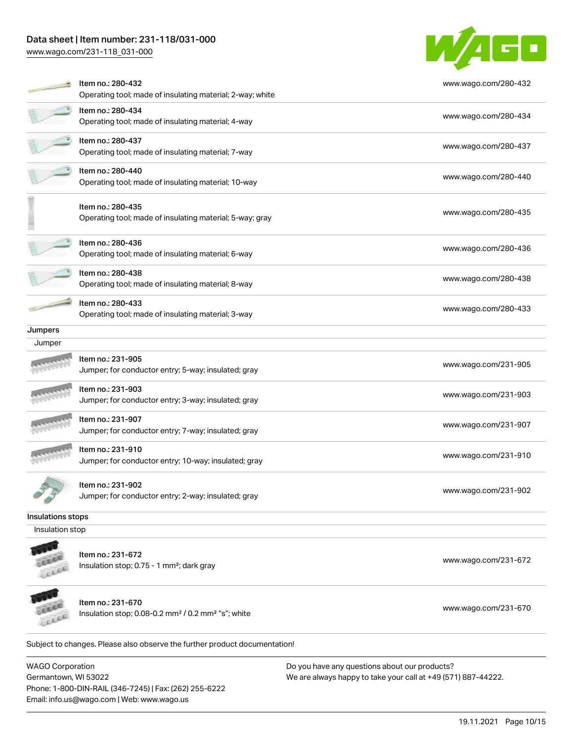| Item | Link |
|---|---|
| Item no.: 280-432<br>Operating tool; made of insulating material; 2-way; white | www.wago.com/280-432 |
| Item no.: 280-434<br>Operating tool; made of insulating material; 4-way | www.wago.com/280-434 |
| Item no.: 280-437<br>Operating tool; made of insulating material; 7-way | www.wago.com/280-437 |
| Item no.: 280-440<br>Operating tool; made of insulating material; 10-way | www.wago.com/280-440 |
| Item no.: 280-435<br>Operating tool; made of insulating material; 5-way; gray | www.wago.com/280-435 |
| Item no.: 280-436<br>Operating tool; made of insulating material; 6-way | www.wago.com/280-436 |
| Item no.: 280-438<br>Operating tool; made of insulating material; 8-way | www.wago.com/280-438 |
| Item no.: 280-433<br>Operating tool; made of insulating material; 3-way | www.wago.com/280-433 |

### Jumpers

Jumper

| Item | Link |
|---|---|
| Item no.: 231-905<br>Jumper; for conductor entry; 5-way; insulated; gray | www.wago.com/231-905 |
| Item no.: 231-903<br>Jumper; for conductor entry; 3-way; insulated; gray | www.wago.com/231-903 |
| Item no.: 231-907<br>Jumper; for conductor entry; 7-way; insulated; gray | www.wago.com/231-907 |
| Item no.: 231-910<br>Jumper; for conductor entry; 10-way; insulated; gray | www.wago.com/231-910 |
| Item no.: 231-902<br>Jumper; for conductor entry; 2-way; insulated; gray | www.wago.com/231-902 |

### Insulations stops

Insulation stop

| Item | Link |
|---|---|
| Item no.: 231-672<br>Insulation stop; 0.75 - 1 mm²; dark gray | www.wago.com/231-672 |
| Item no.: 231-670<br>Insulation stop; 0.08-0.2 mm² / 0.2 mm² "s"; white | www.wago.com/231-670 |

Subject to changes. Please also observe the further product documentation!

WAGO Corporation
Germantown, WI 53022
Phone: 1-800-DIN-RAIL (346-7245) | Fax: (262) 255-6222
Email: info.us@wago.com | Web: www.wago.us

Do you have any questions about our products?
We are always happy to take your call at +49 (571) 887-44222.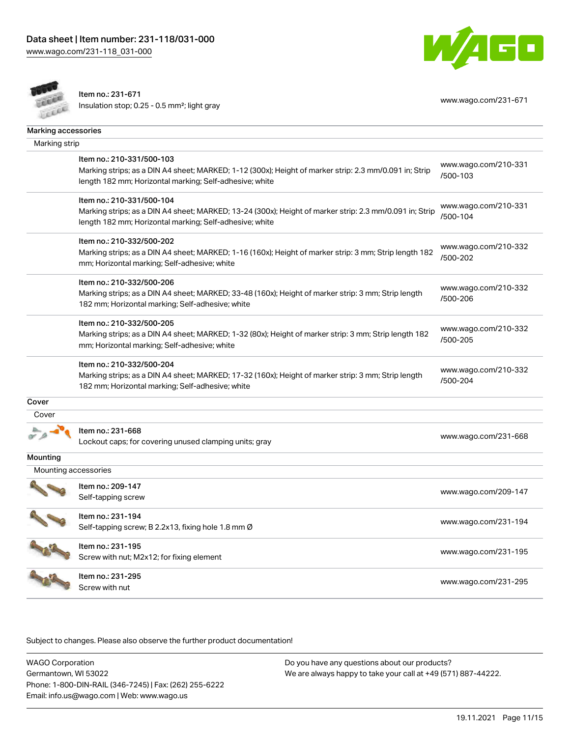| | | |
|---|---|---|
| | Item no.: 231-671<br>Insulation stop; 0.25 - 0.5 mm²; light gray | www.wago.com/231-671 |

**Marking accessories**

Marking strip

| | |
|---|---|
| Item no.: 210-331/500-103<br>Marking strips; as a DIN A4 sheet; MARKED; 1-12 (300x); Height of marker strip: 2.3 mm/0.091 in; Strip length 182 mm; Horizontal marking; Self-adhesive; white | www.wago.com/210-331/500-103 |
| Item no.: 210-331/500-104<br>Marking strips; as a DIN A4 sheet; MARKED; 13-24 (300x); Height of marker strip: 2.3 mm/0.091 in; Strip length 182 mm; Horizontal marking; Self-adhesive; white | www.wago.com/210-331/500-104 |
| Item no.: 210-332/500-202<br>Marking strips; as a DIN A4 sheet; MARKED; 1-16 (160x); Height of marker strip: 3 mm; Strip length 182 mm; Horizontal marking; Self-adhesive; white | www.wago.com/210-332/500-202 |
| Item no.: 210-332/500-206<br>Marking strips; as a DIN A4 sheet; MARKED; 33-48 (160x); Height of marker strip: 3 mm; Strip length 182 mm; Horizontal marking; Self-adhesive; white | www.wago.com/210-332/500-206 |
| Item no.: 210-332/500-205<br>Marking strips; as a DIN A4 sheet; MARKED; 1-32 (80x); Height of marker strip: 3 mm; Strip length 182 mm; Horizontal marking; Self-adhesive; white | www.wago.com/210-332/500-205 |
| Item no.: 210-332/500-204<br>Marking strips; as a DIN A4 sheet; MARKED; 17-32 (160x); Height of marker strip: 3 mm; Strip length 182 mm; Horizontal marking; Self-adhesive; white | www.wago.com/210-332/500-204 |

**Cover**

Cover

| | |
|---|---|
| Item no.: 231-668<br>Lockout caps; for covering unused clamping units; gray | www.wago.com/231-668 |

**Mounting**

Mounting accessories

| | |
|---|---|
| Item no.: 209-147<br>Self-tapping screw | www.wago.com/209-147 |
| Item no.: 231-194<br>Self-tapping screw; B 2.2x13, fixing hole 1.8 mm Ø | www.wago.com/231-194 |
| Item no.: 231-195<br>Screw with nut; M2x12; for fixing element | www.wago.com/231-195 |
| Item no.: 231-295<br>Screw with nut | www.wago.com/231-295 |

Subject to changes. Please also observe the further product documentation!

WAGO Corporation
Germantown, WI 53022
Phone: 1-800-DIN-RAIL (346-7245) | Fax: (262) 255-6222
Email: info.us@wago.com | Web: www.wago.us

Do you have any questions about our products?
We are always happy to take your call at +49 (571) 887-44222.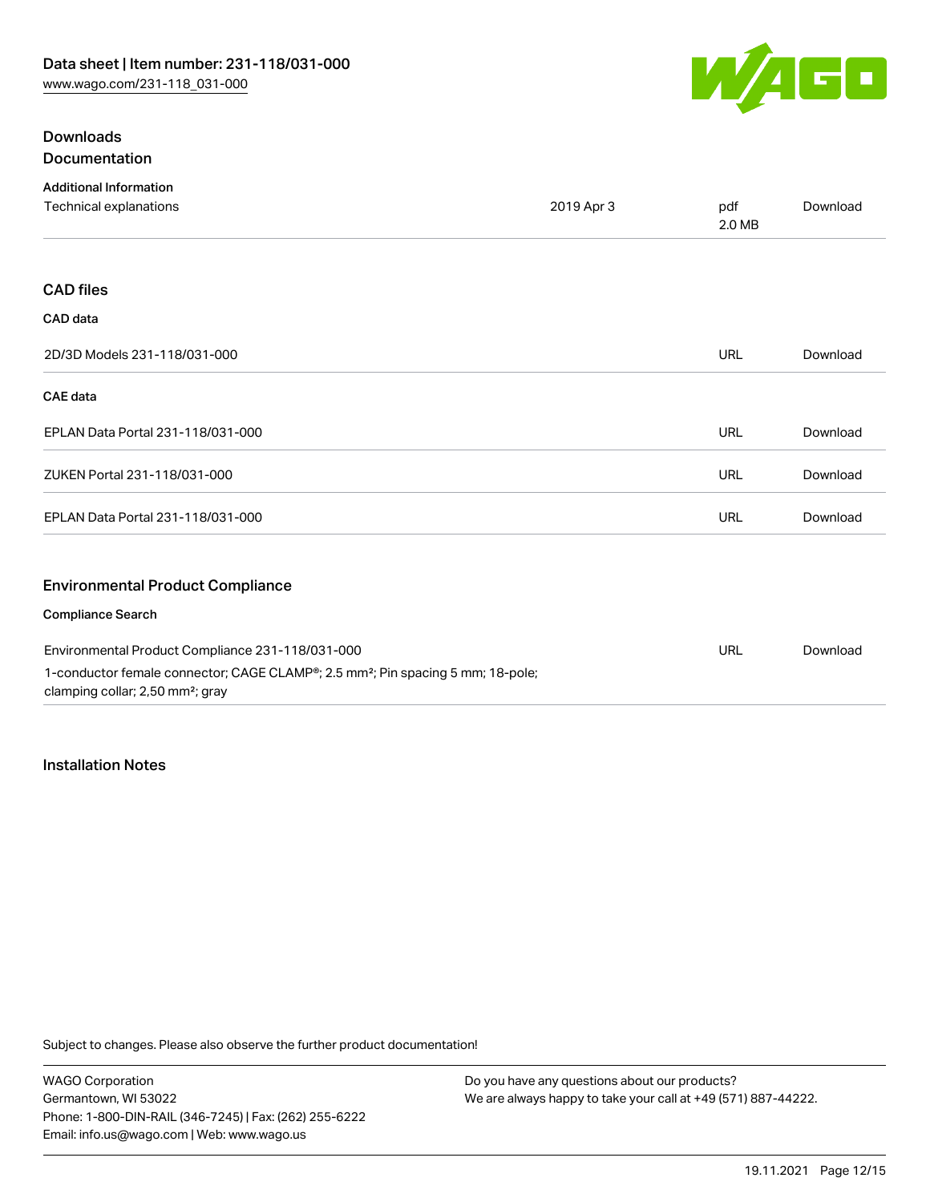## Downloads

### Documentation

**Additional Information**

| Technical explanations | 2019 Apr 3 | pdf 2.0 MB | Download |
| --- | --- | --- | --- |

## CAD files

**CAD data**

| 2D/3D Models 231-118/031-000 | URL | Download |
| --- | --- | --- |

**CAE data**

| EPLAN Data Portal 231-118/031-000 | URL | Download |
| --- | --- | --- |
| ZUKEN Portal 231-118/031-000 | URL | Download |
| EPLAN Data Portal 231-118/031-000 | URL | Download |

## Environmental Product Compliance

**Compliance Search**

| Environmental Product Compliance 231-118/031-000<br>1-conductor female connector; CAGE CLAMP®; 2.5 mm²; Pin spacing 5 mm; 18-pole; clamping collar; 2,50 mm²; gray | URL | Download |
| --- | --- | --- |

## Installation Notes

Subject to changes. Please also observe the further product documentation!

WAGO Corporation
Germantown, WI 53022
Phone: 1-800-DIN-RAIL (346-7245) | Fax: (262) 255-6222
Email: info.us@wago.com | Web: www.wago.us

Do you have any questions about our products?
We are always happy to take your call at +49 (571) 887-44222.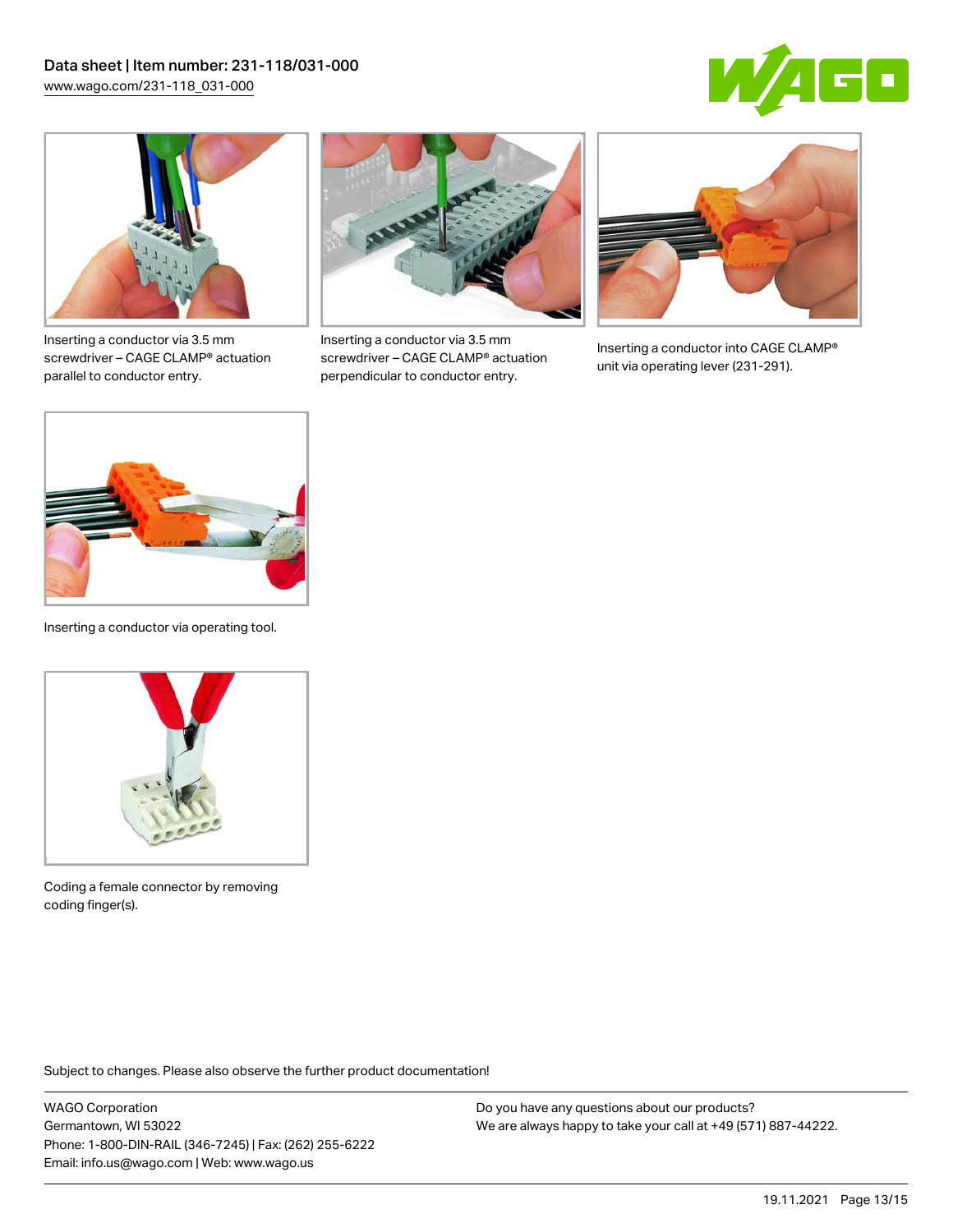Inserting a conductor via 3.5 mm screwdriver – CAGE CLAMP® actuation parallel to conductor entry.

Inserting a conductor via 3.5 mm screwdriver – CAGE CLAMP® actuation perpendicular to conductor entry.

Inserting a conductor into CAGE CLAMP® unit via operating lever (231-291).

Inserting a conductor via operating tool.

Coding a female connector by removing coding finger(s).

Subject to changes. Please also observe the further product documentation!

WAGO Corporation
Germantown, WI 53022
Phone: 1-800-DIN-RAIL (346-7245) | Fax: (262) 255-6222
Email: info.us@wago.com | Web: www.wago.us

Do you have any questions about our products?
We are always happy to take your call at +49 (571) 887-44222.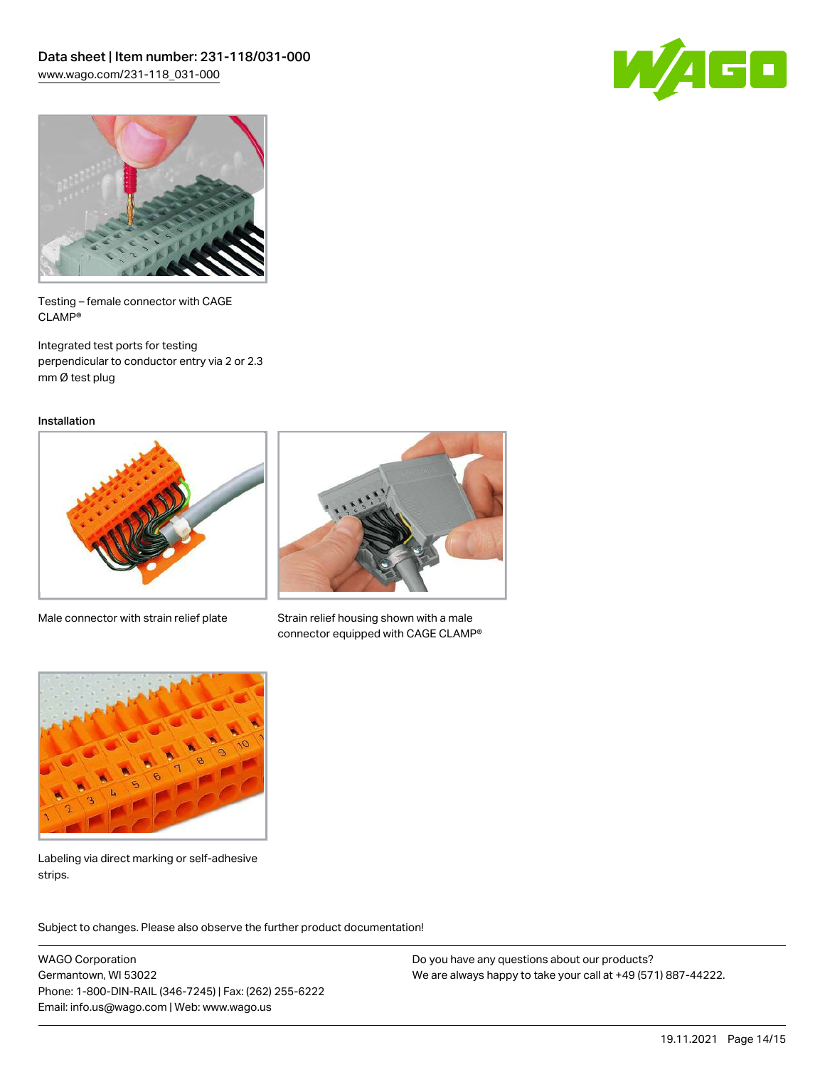Testing – female connector with CAGE CLAMP®

Integrated test ports for testing perpendicular to conductor entry via 2 or 2.3 mm Ø test plug

### Installation

Male connector with strain relief plate

Strain relief housing shown with a male connector equipped with CAGE CLAMP®

Labeling via direct marking or self-adhesive strips.

Subject to changes. Please also observe the further product documentation!

WAGO Corporation
Germantown, WI 53022
Phone: 1-800-DIN-RAIL (346-7245) | Fax: (262) 255-6222
Email: info.us@wago.com | Web: www.wago.us

Do you have any questions about our products?
We are always happy to take your call at +49 (571) 887-44222.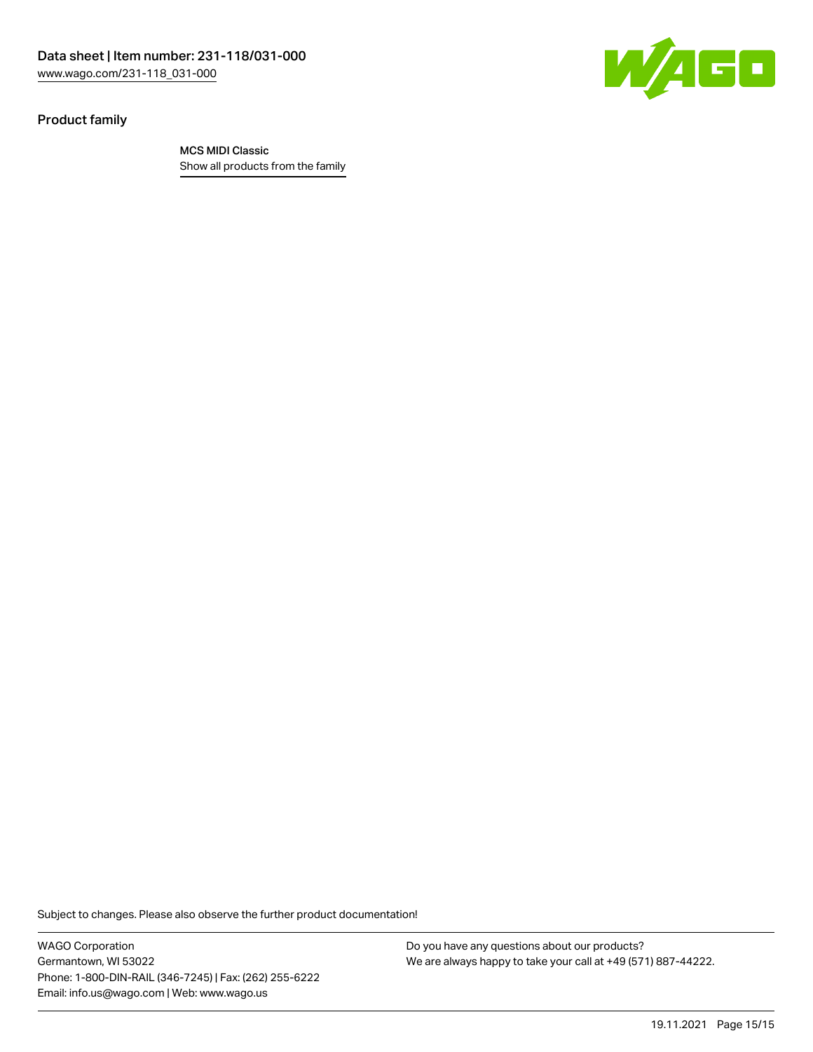## Product family

MCS MIDI Classic
Show all products from the family

Subject to changes. Please also observe the further product documentation!

WAGO Corporation
Germantown, WI 53022
Phone: 1-800-DIN-RAIL (346-7245) | Fax: (262) 255-6222
Email: info.us@wago.com | Web: www.wago.us

Do you have any questions about our products?
We are always happy to take your call at +49 (571) 887-44222.